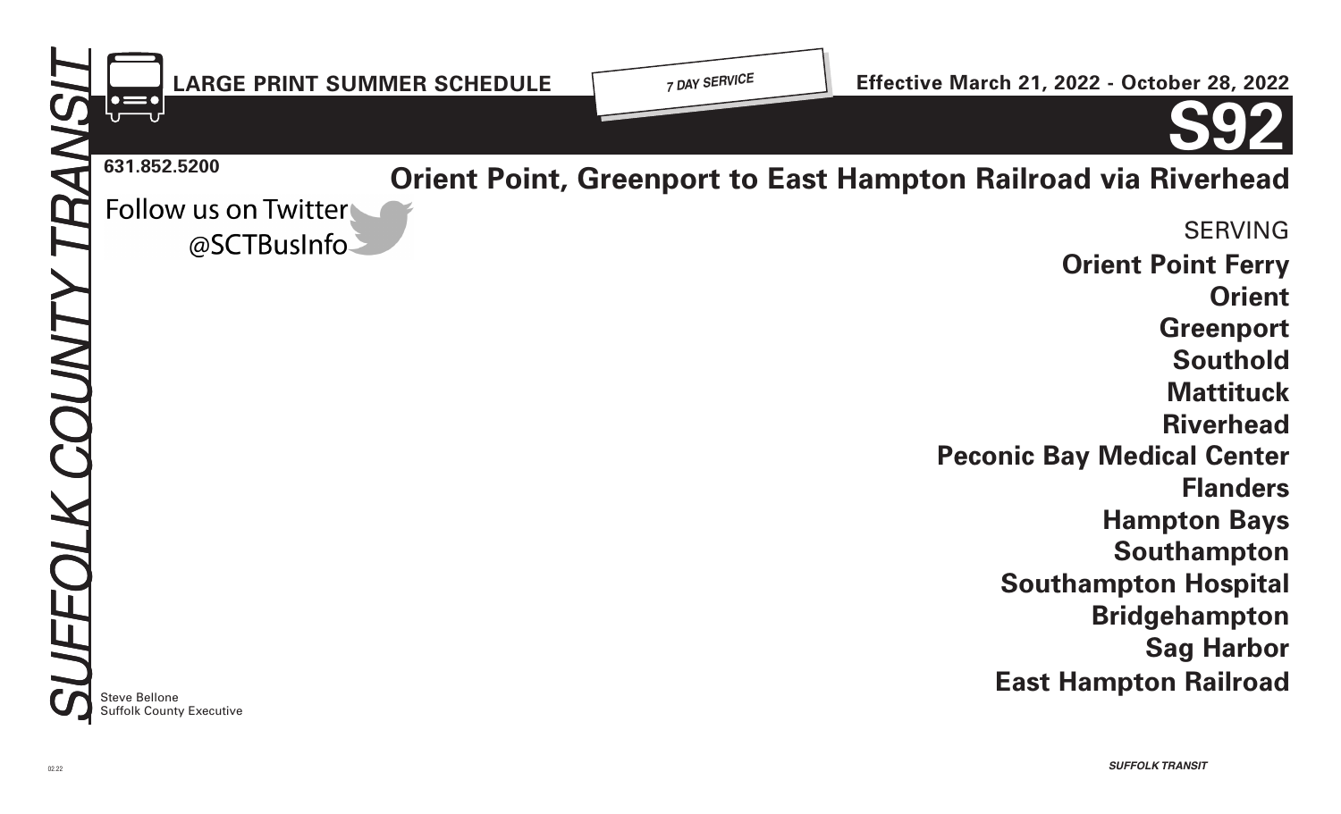SUFFOLK COUNTY TRANSIT

**LARGE PRINT SUMMER SCHEDULE**

*7 DAY SERVICE*

**Effective March 21, 2022 - October 28, 2022**

# S92

**631.852.5200**

Follow us on Twitter
@SCTBusInfo

## Orient Point, Greenport to East Hampton Railroad via Riverhead

SERVING

**Orient Point Ferry**
**Orient**
**Greenport**
**Southold**
**Mattituck**
**Riverhead**
**Peconic Bay Medical Center**
**Flanders**
**Hampton Bays**
**Southampton**
**Southampton Hospital**
**Bridgehampton**
**Sag Harbor**
**East Hampton Railroad**

Steve Bellone
Suffolk County Executive

02.22

*SUFFOLK TRANSIT*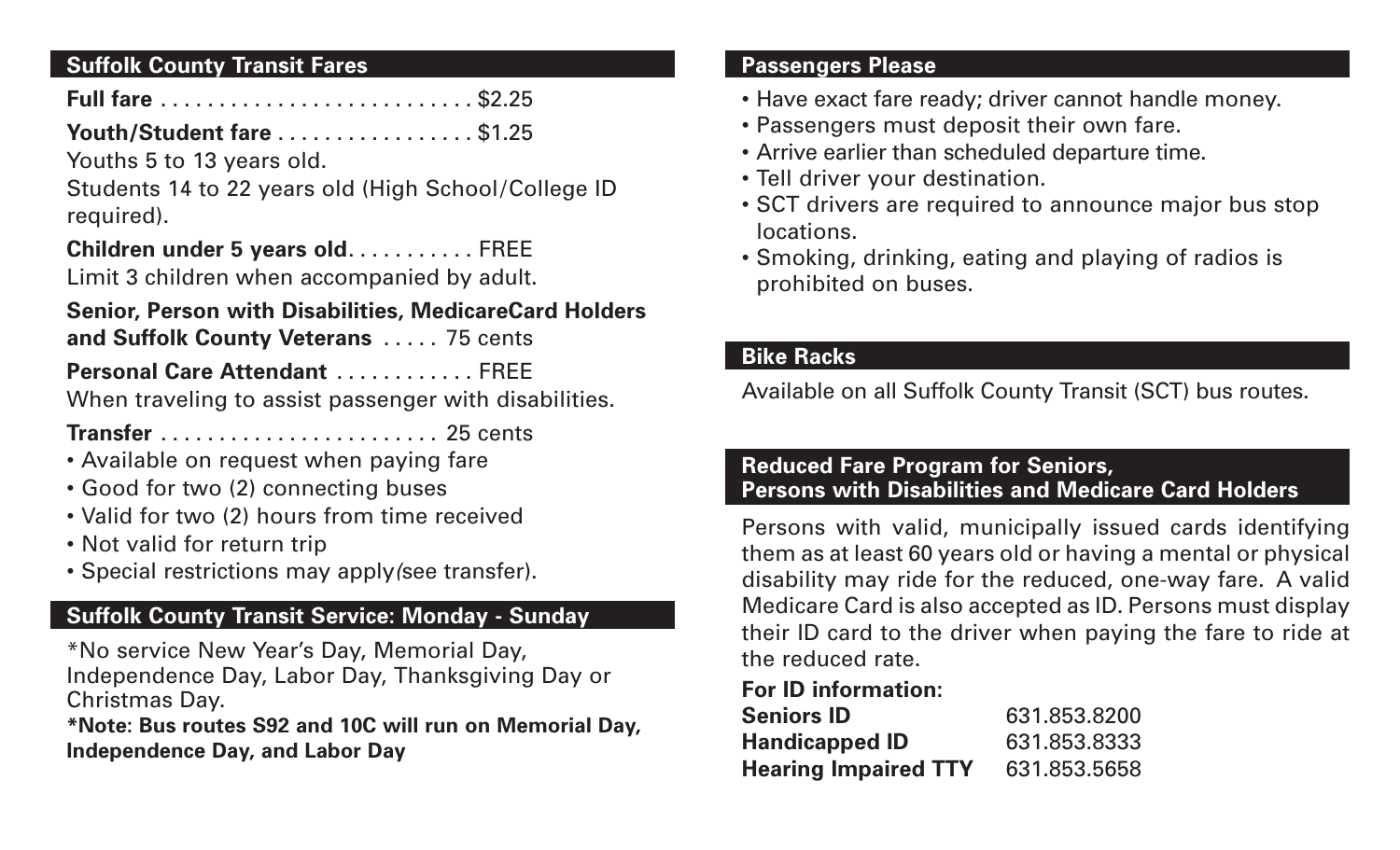## Suffolk County Transit Fares

**Full fare** . . . . . . . . . . . . . . . . . . . . . . . . . . $2.25

**Youth/Student fare** . . . . . . . . . . . . . . . . . $1.25
Youths 5 to 13 years old.
Students 14 to 22 years old (High School/College ID required).

**Children under 5 years old**. . . . . . . . . . . FREE
Limit 3 children when accompanied by adult.

**Senior, Person with Disabilities, MedicareCard Holders and Suffolk County Veterans** . . . . . 75 cents

**Personal Care Attendant** . . . . . . . . . . . . FREE
When traveling to assist passenger with disabilities.

**Transfer** . . . . . . . . . . . . . . . . . . . . . . . . 25 cents

- Available on request when paying fare
- Good for two (2) connecting buses
- Valid for two (2) hours from time received
- Not valid for return trip
- Special restrictions may apply(see transfer).

## Suffolk County Transit Service: Monday - Sunday

*No service New Year's Day, Memorial Day, Independence Day, Labor Day, Thanksgiving Day or Christmas Day.
**\*Note: Bus routes S92 and 10C will run on Memorial Day, Independence Day, and Labor Day**

## Passengers Please

- Have exact fare ready; driver cannot handle money.
- Passengers must deposit their own fare.
- Arrive earlier than scheduled departure time.
- Tell driver your destination.
- SCT drivers are required to announce major bus stop locations.
- Smoking, drinking, eating and playing of radios is prohibited on buses.

## Bike Racks

Available on all Suffolk County Transit (SCT) bus routes.

## Reduced Fare Program for Seniors, Persons with Disabilities and Medicare Card Holders

Persons with valid, municipally issued cards identifying them as at least 60 years old or having a mental or physical disability may ride for the reduced, one-way fare. A valid Medicare Card is also accepted as ID. Persons must display their ID card to the driver when paying the fare to ride at the reduced rate.

**For ID information:**

| | |
|---|---|
| **Seniors ID** | 631.853.8200 |
| **Handicapped ID** | 631.853.8333 |
| **Hearing Impaired TTY** | 631.853.5658 |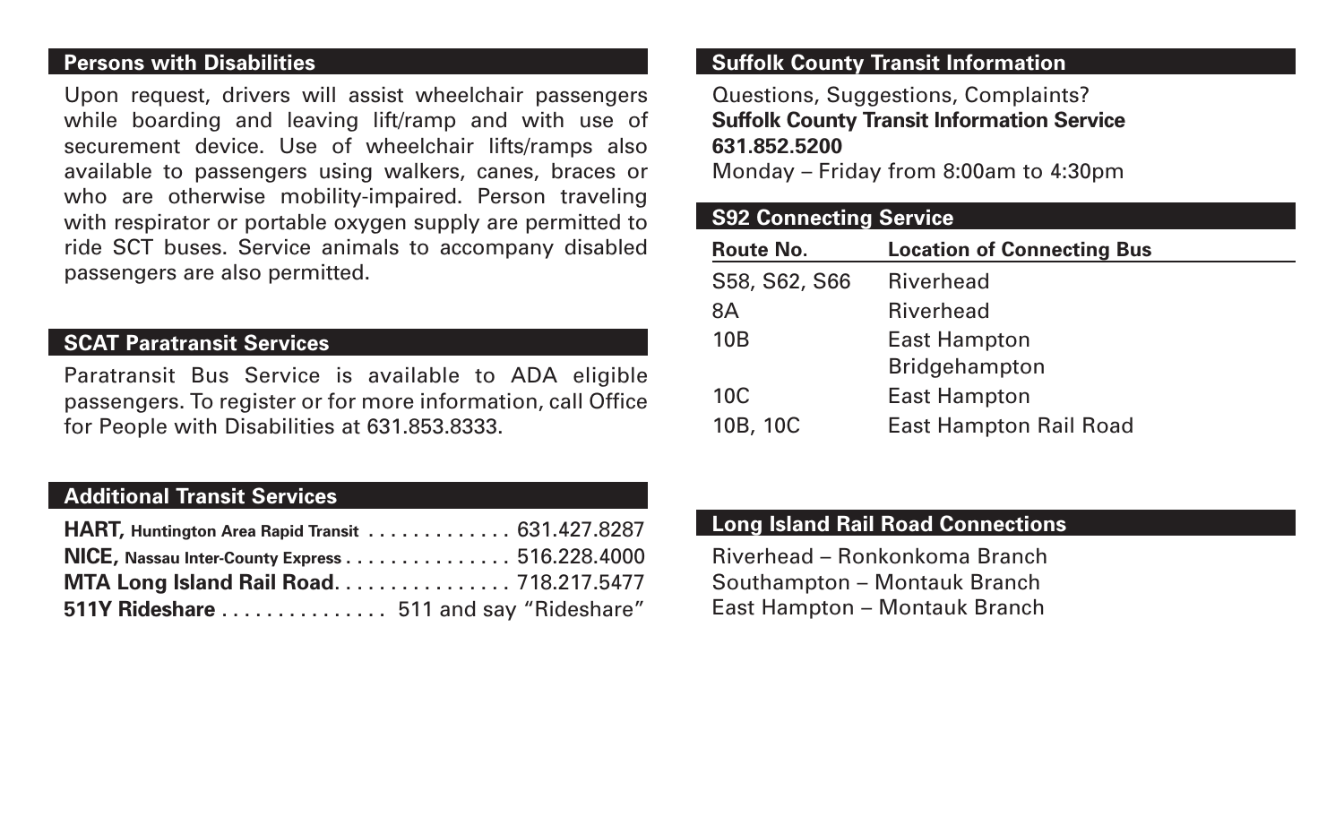## Persons with Disabilities

Upon request, drivers will assist wheelchair passengers while boarding and leaving lift/ramp and with use of securement device. Use of wheelchair lifts/ramps also available to passengers using walkers, canes, braces or who are otherwise mobility-impaired. Person traveling with respirator or portable oxygen supply are permitted to ride SCT buses. Service animals to accompany disabled passengers are also permitted.

## SCAT Paratransit Services

Paratransit Bus Service is available to ADA eligible passengers. To register or for more information, call Office for People with Disabilities at 631.853.8333.

## Additional Transit Services

**HART,** **Huntington Area Rapid Transit** . . . . . . . . . . . . . 631.427.8287
**NICE,** **Nassau Inter-County Express** . . . . . . . . . . . . . . . 516.228.4000
**MTA Long Island Rail Road**. . . . . . . . . . . . . . . . 718.217.5477
**511Y Rideshare** . . . . . . . . . . . . . . . 511 and say "Rideshare"

## Suffolk County Transit Information

Questions, Suggestions, Complaints?
**Suffolk County Transit Information Service**
**631.852.5200**
Monday – Friday from 8:00am to 4:30pm

## S92 Connecting Service

| Route No. | Location of Connecting Bus |
|---|---|
| S58, S62, S66 | Riverhead |
| 8A | Riverhead |
| 10B | East Hampton<br>Bridgehampton |
| 10C | East Hampton |
| 10B, 10C | East Hampton Rail Road |

## Long Island Rail Road Connections

Riverhead – Ronkonkoma Branch
Southampton – Montauk Branch
East Hampton – Montauk Branch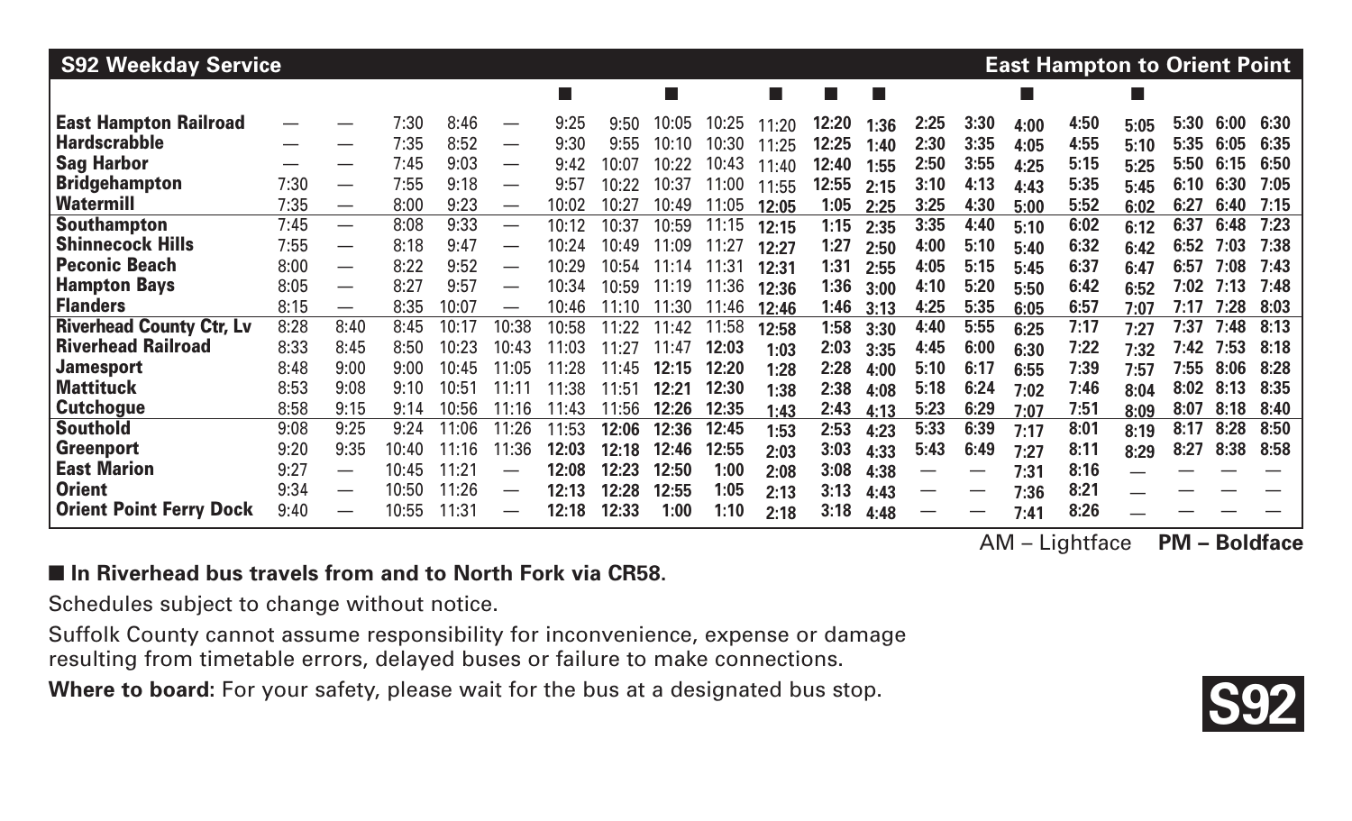| S92 Weekday Service | | | | | | | | | | | | | | | | | | | | | East Hampton to Orient Point |
|---|---|---|---|---|---|---|---|---|---|---|---|---|---|---|---|---|---|---|---|---|---|
| | | | | | | ■ | | ■ | | ■ | ■ | ■ | | | ■ | | ■ | | | | |
| **East Hampton Railroad** | — | — | 7:30 | 8:46 | — | 9:25 | 9:50 | 10:05 | 10:25 | 11:20 | **12:20** | **1:36** | **2:25** | **3:30** | **4:00** | **4:50** | **5:05** | **5:30** | **6:00** | **6:30** | |
| **Hardscrabble** | — | — | 7:35 | 8:52 | — | 9:30 | 9:55 | 10:10 | 10:30 | 11:25 | **12:25** | **1:40** | **2:30** | **3:35** | **4:05** | **4:55** | **5:10** | **5:35** | **6:05** | **6:35** | |
| **Sag Harbor** | — | — | 7:45 | 9:03 | — | 9:42 | 10:07 | 10:22 | 10:43 | 11:40 | **12:40** | **1:55** | **2:50** | **3:55** | **4:25** | **5:15** | **5:25** | **5:50** | **6:15** | **6:50** | |
| **Bridgehampton** | 7:30 | — | 7:55 | 9:18 | — | 9:57 | 10:22 | 10:37 | 11:00 | 11:55 | **12:55** | **2:15** | **3:10** | **4:13** | **4:43** | **5:35** | **5:45** | **6:10** | **6:30** | **7:05** | |
| **Watermill** | 7:35 | — | 8:00 | 9:23 | — | 10:02 | 10:27 | 10:49 | 11:05 | **12:05** | **1:05** | **2:25** | **3:25** | **4:30** | **5:00** | **5:52** | **6:02** | **6:27** | **6:40** | **7:15** | |
| **Southampton** | 7:45 | — | 8:08 | 9:33 | — | 10:12 | 10:37 | 10:59 | 11:15 | **12:15** | **1:15** | **2:35** | **3:35** | **4:40** | **5:10** | **6:02** | **6:12** | **6:37** | **6:48** | **7:23** | |
| **Shinnecock Hills** | 7:55 | — | 8:18 | 9:47 | — | 10:24 | 10:49 | 11:09 | 11:27 | **12:27** | **1:27** | **2:50** | **4:00** | **5:10** | **5:40** | **6:32** | **6:42** | **6:52** | **7:03** | **7:38** | |
| **Peconic Beach** | 8:00 | — | 8:22 | 9:52 | — | 10:29 | 10:54 | 11:14 | 11:31 | **12:31** | **1:31** | **2:55** | **4:05** | **5:15** | **5:45** | **6:37** | **6:47** | **6:57** | **7:08** | **7:43** | |
| **Hampton Bays** | 8:05 | — | 8:27 | 9:57 | — | 10:34 | 10:59 | 11:19 | 11:36 | **12:36** | **1:36** | **3:00** | **4:10** | **5:20** | **5:50** | **6:42** | **6:52** | **7:02** | **7:13** | **7:48** | |
| **Flanders** | 8:15 | — | 8:35 | 10:07 | — | 10:46 | 11:10 | 11:30 | 11:46 | **12:46** | **1:46** | **3:13** | **4:25** | **5:35** | **6:05** | **6:57** | **7:07** | **7:17** | **7:28** | **8:03** | |
| **Riverhead County Ctr, Lv** | 8:28 | 8:40 | 8:45 | 10:17 | 10:38 | 10:58 | 11:22 | 11:42 | 11:58 | **12:58** | **1:58** | **3:30** | **4:40** | **5:55** | **6:25** | **7:17** | **7:27** | **7:37** | **7:48** | **8:13** | |
| **Riverhead Railroad** | 8:33 | 8:45 | 8:50 | 10:23 | 10:43 | 11:03 | 11:27 | 11:47 | **12:03** | **1:03** | **2:03** | **3:35** | **4:45** | **6:00** | **6:30** | **7:22** | **7:32** | **7:42** | **7:53** | **8:18** | |
| **Jamesport** | 8:48 | 9:00 | 9:00 | 10:45 | 11:05 | 11:28 | 11:45 | **12:15** | **12:20** | **1:28** | **2:28** | **4:00** | **5:10** | **6:17** | **6:55** | **7:39** | **7:57** | **7:55** | **8:06** | **8:28** | |
| **Mattituck** | 8:53 | 9:08 | 9:10 | 10:51 | 11:11 | 11:38 | 11:51 | **12:21** | **12:30** | **1:38** | **2:38** | **4:08** | **5:18** | **6:24** | **7:02** | **7:46** | **8:04** | **8:02** | **8:13** | **8:35** | |
| **Cutchogue** | 8:58 | 9:15 | 9:14 | 10:56 | 11:16 | 11:43 | 11:56 | **12:26** | **12:35** | **1:43** | **2:43** | **4:13** | **5:23** | **6:29** | **7:07** | **7:51** | **8:09** | **8:07** | **8:18** | **8:40** | |
| **Southold** | 9:08 | 9:25 | 9:24 | 11:06 | 11:26 | 11:53 | **12:06** | **12:36** | **12:45** | **1:53** | **2:53** | **4:23** | **5:33** | **6:39** | **7:17** | **8:01** | **8:19** | **8:17** | **8:28** | **8:50** | |
| **Greenport** | 9:20 | 9:35 | 10:40 | 11:16 | 11:36 | **12:03** | **12:18** | **12:46** | **12:55** | **2:03** | **3:03** | **4:33** | **5:43** | **6:49** | **7:27** | **8:11** | **8:29** | **8:27** | **8:38** | **8:58** | |
| **East Marion** | 9:27 | — | 10:45 | 11:21 | — | **12:08** | **12:23** | **12:50** | **1:00** | **2:08** | **3:08** | **4:38** | — | — | **7:31** | **8:16** | — | — | — | — | |
| **Orient** | 9:34 | — | 10:50 | 11:26 | — | **12:13** | **12:28** | **12:55** | **1:05** | **2:13** | **3:13** | **4:43** | — | — | **7:36** | **8:21** | — | — | — | — | |
| **Orient Point Ferry Dock** | 9:40 | — | 10:55 | 11:31 | — | **12:18** | **12:33** | **1:00** | **1:10** | **2:18** | **3:18** | **4:48** | — | — | **7:41** | **8:26** | — | — | — | — | |

AM – Lightface **PM – Boldface**

■ **In Riverhead bus travels from and to North Fork via CR58.**

Schedules subject to change without notice.

Suffolk County cannot assume responsibility for inconvenience, expense or damage resulting from timetable errors, delayed buses or failure to make connections.

**Where to board:** For your safety, please wait for the bus at a designated bus stop.

**S92**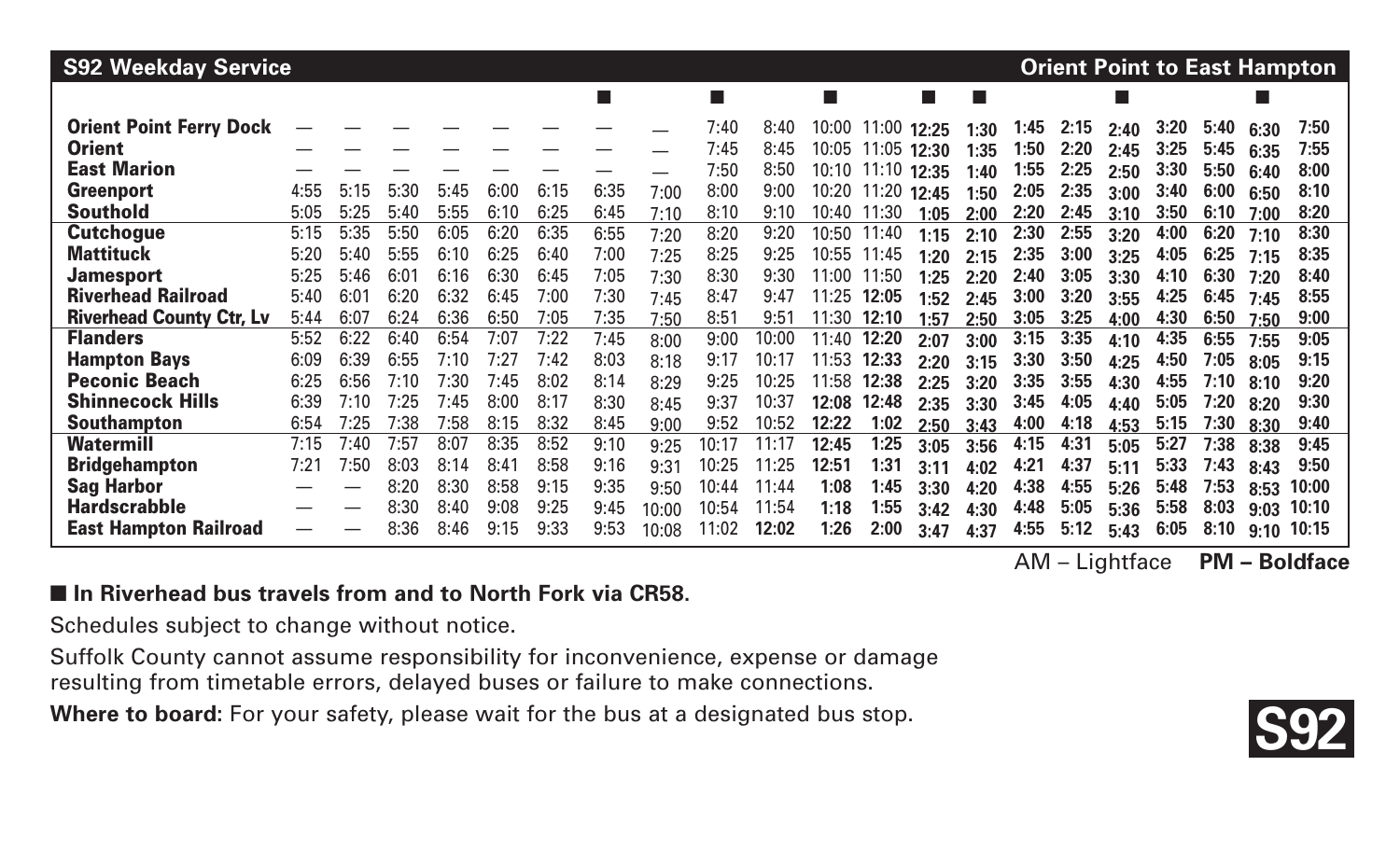## S92 Weekday Service — Orient Point to East Hampton

| | | | | | | | ■ | | ■ | | ■ | | ■ | ■ | | | ■ | | | ■ | |
|---|---|---|---|---|---|---|---|---|---|---|---|---|---|---|---|---|---|---|---|---|---|
| **Orient Point Ferry Dock** | — | — | — | — | — | — | — | — | 7:40 | 8:40 | 10:00 | 11:00 | **12:25** | **1:30** | **1:45** | **2:15** | **2:40** | **3:20** | **5:40** | **6:30** | **7:50** |
| **Orient** | — | — | — | — | — | — | — | — | 7:45 | 8:45 | 10:05 | 11:05 | **12:30** | **1:35** | **1:50** | **2:20** | **2:45** | **3:25** | **5:45** | **6:35** | **7:55** |
| **East Marion** | — | — | — | — | — | — | — | — | 7:50 | 8:50 | 10:10 | 11:10 | **12:35** | **1:40** | **1:55** | **2:25** | **2:50** | **3:30** | **5:50** | **6:40** | **8:00** |
| **Greenport** | 4:55 | 5:15 | 5:30 | 5:45 | 6:00 | 6:15 | 6:35 | 7:00 | 8:00 | 9:00 | 10:20 | 11:20 | **12:45** | **1:50** | **2:05** | **2:35** | **3:00** | **3:40** | **6:00** | **6:50** | **8:10** |
| **Southold** | 5:05 | 5:25 | 5:40 | 5:55 | 6:10 | 6:25 | 6:45 | 7:10 | 8:10 | 9:10 | 10:40 | 11:30 | **1:05** | **2:00** | **2:20** | **2:45** | **3:10** | **3:50** | **6:10** | **7:00** | **8:20** |
| **Cutchogue** | 5:15 | 5:35 | 5:50 | 6:05 | 6:20 | 6:35 | 6:55 | 7:20 | 8:20 | 9:20 | 10:50 | 11:40 | **1:15** | **2:10** | **2:30** | **2:55** | **3:20** | **4:00** | **6:20** | **7:10** | **8:30** |
| **Mattituck** | 5:20 | 5:40 | 5:55 | 6:10 | 6:25 | 6:40 | 7:00 | 7:25 | 8:25 | 9:25 | 10:55 | 11:45 | **1:20** | **2:15** | **2:35** | **3:00** | **3:25** | **4:05** | **6:25** | **7:15** | **8:35** |
| **Jamesport** | 5:25 | 5:46 | 6:01 | 6:16 | 6:30 | 6:45 | 7:05 | 7:30 | 8:30 | 9:30 | 11:00 | 11:50 | **1:25** | **2:20** | **2:40** | **3:05** | **3:30** | **4:10** | **6:30** | **7:20** | **8:40** |
| **Riverhead Railroad** | 5:40 | 6:01 | 6:20 | 6:32 | 6:45 | 7:00 | 7:30 | 7:45 | 8:47 | 9:47 | 11:25 | **12:05** | **1:52** | **2:45** | **3:00** | **3:20** | **3:55** | **4:25** | **6:45** | **7:45** | **8:55** |
| **Riverhead County Ctr, Lv** | 5:44 | 6:07 | 6:24 | 6:36 | 6:50 | 7:05 | 7:35 | 7:50 | 8:51 | 9:51 | 11:30 | **12:10** | **1:57** | **2:50** | **3:05** | **3:25** | **4:00** | **4:30** | **6:50** | **7:50** | **9:00** |
| **Flanders** | 5:52 | 6:22 | 6:40 | 6:54 | 7:07 | 7:22 | 7:45 | 8:00 | 9:00 | 10:00 | 11:40 | **12:20** | **2:07** | **3:00** | **3:15** | **3:35** | **4:10** | **4:35** | **6:55** | **7:55** | **9:05** |
| **Hampton Bays** | 6:09 | 6:39 | 6:55 | 7:10 | 7:27 | 7:42 | 8:03 | 8:18 | 9:17 | 10:17 | 11:53 | **12:33** | **2:20** | **3:15** | **3:30** | **3:50** | **4:25** | **4:50** | **7:05** | **8:05** | **9:15** |
| **Peconic Beach** | 6:25 | 6:56 | 7:10 | 7:30 | 7:45 | 8:02 | 8:14 | 8:29 | 9:25 | 10:25 | 11:58 | **12:38** | **2:25** | **3:20** | **3:35** | **3:55** | **4:30** | **4:55** | **7:10** | **8:10** | **9:20** |
| **Shinnecock Hills** | 6:39 | 7:10 | 7:25 | 7:45 | 8:00 | 8:17 | 8:30 | 8:45 | 9:37 | 10:37 | **12:08** | **12:48** | **2:35** | **3:30** | **3:45** | **4:05** | **4:40** | **5:05** | **7:20** | **8:20** | **9:30** |
| **Southampton** | 6:54 | 7:25 | 7:38 | 7:58 | 8:15 | 8:32 | 8:45 | 9:00 | 9:52 | 10:52 | **12:22** | **1:02** | **2:50** | **3:43** | **4:00** | **4:18** | **4:53** | **5:15** | **7:30** | **8:30** | **9:40** |
| **Watermill** | 7:15 | 7:40 | 7:57 | 8:07 | 8:35 | 8:52 | 9:10 | 9:25 | 10:17 | 11:17 | **12:45** | **1:25** | **3:05** | **3:56** | **4:15** | **4:31** | **5:05** | **5:27** | **7:38** | **8:38** | **9:45** |
| **Bridgehampton** | 7:21 | 7:50 | 8:03 | 8:14 | 8:41 | 8:58 | 9:16 | 9:31 | 10:25 | 11:25 | **12:51** | **1:31** | **3:11** | **4:02** | **4:21** | **4:37** | **5:11** | **5:33** | **7:43** | **8:43** | **9:50** |
| **Sag Harbor** | — | — | 8:20 | 8:30 | 8:58 | 9:15 | 9:35 | 9:50 | 10:44 | 11:44 | **1:08** | **1:45** | **3:30** | **4:20** | **4:38** | **4:55** | **5:26** | **5:48** | **7:53** | **8:53** | **10:00** |
| **Hardscrabble** | — | — | 8:30 | 8:40 | 9:08 | 9:25 | 9:45 | 10:00 | 10:54 | 11:54 | **1:18** | **1:55** | **3:42** | **4:30** | **4:48** | **5:05** | **5:36** | **5:58** | **8:03** | **9:03** | **10:10** |
| **East Hampton Railroad** | — | — | 8:36 | 8:46 | 9:15 | 9:33 | 9:53 | 10:08 | 11:02 | **12:02** | **1:26** | **2:00** | **3:47** | **4:37** | **4:55** | **5:12** | **5:43** | **6:05** | **8:10** | **9:10** | **10:15** |

AM – Lightface **PM – Boldface**

■ **In Riverhead bus travels from and to North Fork via CR58.**

Schedules subject to change without notice.

Suffolk County cannot assume responsibility for inconvenience, expense or damage resulting from timetable errors, delayed buses or failure to make connections.

**Where to board:** For your safety, please wait for the bus at a designated bus stop.

**S92**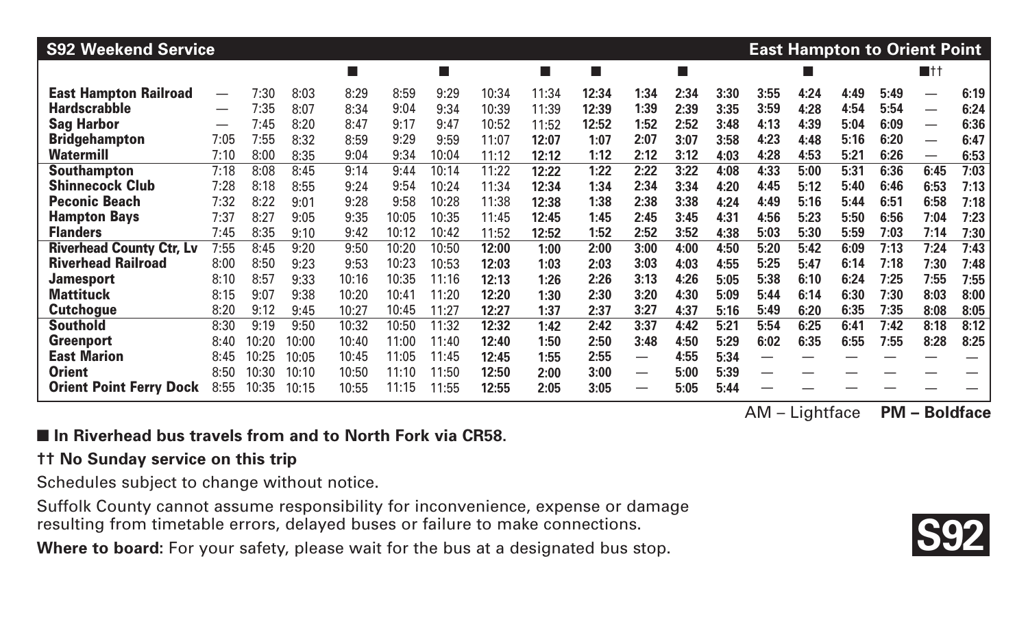## S92 Weekend Service — East Hampton to Orient Point

| | | | | ■ | | ■ | | ■ | ■ | | ■ | | | ■ | | | ■†† | |
|---|---|---|---|---|---|---|---|---|---|---|---|---|---|---|---|---|---|---|
| **East Hampton Railroad** | — | 7:30 | 8:03 | 8:29 | 8:59 | 9:29 | 10:34 | 11:34 | **12:34** | **1:34** | **2:34** | **3:30** | **3:55** | **4:24** | **4:49** | **5:49** | — | **6:19** |
| **Hardscrabble** | — | 7:35 | 8:07 | 8:34 | 9:04 | 9:34 | 10:39 | 11:39 | **12:39** | **1:39** | **2:39** | **3:35** | **3:59** | **4:28** | **4:54** | **5:54** | — | **6:24** |
| **Sag Harbor** | — | 7:45 | 8:20 | 8:47 | 9:17 | 9:47 | 10:52 | 11:52 | **12:52** | **1:52** | **2:52** | **3:48** | **4:13** | **4:39** | **5:04** | **6:09** | — | **6:36** |
| **Bridgehampton** | 7:05 | 7:55 | 8:32 | 8:59 | 9:29 | 9:59 | 11:07 | **12:07** | **1:07** | **2:07** | **3:07** | **3:58** | **4:23** | **4:48** | **5:16** | **6:20** | — | **6:47** |
| **Watermill** | 7:10 | 8:00 | 8:35 | 9:04 | 9:34 | 10:04 | 11:12 | **12:12** | **1:12** | **2:12** | **3:12** | **4:03** | **4:28** | **4:53** | **5:21** | **6:26** | — | **6:53** |
| **Southampton** | 7:18 | 8:08 | 8:45 | 9:14 | 9:44 | 10:14 | 11:22 | **12:22** | **1:22** | **2:22** | **3:22** | **4:08** | **4:33** | **5:00** | **5:31** | **6:36** | **6:45** | **7:03** |
| **Shinnecock Club** | 7:28 | 8:18 | 8:55 | 9:24 | 9:54 | 10:24 | 11:34 | **12:34** | **1:34** | **2:34** | **3:34** | **4:20** | **4:45** | **5:12** | **5:40** | **6:46** | **6:53** | **7:13** |
| **Peconic Beach** | 7:32 | 8:22 | 9:01 | 9:28 | 9:58 | 10:28 | 11:38 | **12:38** | **1:38** | **2:38** | **3:38** | **4:24** | **4:49** | **5:16** | **5:44** | **6:51** | **6:58** | **7:18** |
| **Hampton Bays** | 7:37 | 8:27 | 9:05 | 9:35 | 10:05 | 10:35 | 11:45 | **12:45** | **1:45** | **2:45** | **3:45** | **4:31** | **4:56** | **5:23** | **5:50** | **6:56** | **7:04** | **7:23** |
| **Flanders** | 7:45 | 8:35 | 9:10 | 9:42 | 10:12 | 10:42 | 11:52 | **12:52** | **1:52** | **2:52** | **3:52** | **4:38** | **5:03** | **5:30** | **5:59** | **7:03** | **7:14** | **7:30** |
| **Riverhead County Ctr, Lv** | 7:55 | 8:45 | 9:20 | 9:50 | 10:20 | 10:50 | **12:00** | **1:00** | **2:00** | **3:00** | **4:00** | **4:50** | **5:20** | **5:42** | **6:09** | **7:13** | **7:24** | **7:43** |
| **Riverhead Railroad** | 8:00 | 8:50 | 9:23 | 9:53 | 10:23 | 10:53 | **12:03** | **1:03** | **2:03** | **3:03** | **4:03** | **4:55** | **5:25** | **5:47** | **6:14** | **7:18** | **7:30** | **7:48** |
| **Jamesport** | 8:10 | 8:57 | 9:33 | 10:16 | 10:35 | 11:16 | **12:13** | **1:26** | **2:26** | **3:13** | **4:26** | **5:05** | **5:38** | **6:10** | **6:24** | **7:25** | **7:55** | **7:55** |
| **Mattituck** | 8:15 | 9:07 | 9:38 | 10:20 | 10:41 | 11:20 | **12:20** | **1:30** | **2:30** | **3:20** | **4:30** | **5:09** | **5:44** | **6:14** | **6:30** | **7:30** | **8:03** | **8:00** |
| **Cutchogue** | 8:20 | 9:12 | 9:45 | 10:27 | 10:45 | 11:27 | **12:27** | **1:37** | **2:37** | **3:27** | **4:37** | **5:16** | **5:49** | **6:20** | **6:35** | **7:35** | **8:08** | **8:05** |
| **Southold** | 8:30 | 9:19 | 9:50 | 10:32 | 10:50 | 11:32 | **12:32** | **1:42** | **2:42** | **3:37** | **4:42** | **5:21** | **5:54** | **6:25** | **6:41** | **7:42** | **8:18** | **8:12** |
| **Greenport** | 8:40 | 10:20 | 10:00 | 10:40 | 11:00 | 11:40 | **12:40** | **1:50** | **2:50** | **3:48** | **4:50** | **5:29** | **6:02** | **6:35** | **6:55** | **7:55** | **8:28** | **8:25** |
| **East Marion** | 8:45 | 10:25 | 10:05 | 10:45 | 11:05 | 11:45 | **12:45** | **1:55** | **2:55** | — | **4:55** | **5:34** | — | — | — | — | — | — |
| **Orient** | 8:50 | 10:30 | 10:10 | 10:50 | 11:10 | 11:50 | **12:50** | **2:00** | **3:00** | — | **5:00** | **5:39** | — | — | — | — | — | — |
| **Orient Point Ferry Dock** | 8:55 | 10:35 | 10:15 | 10:55 | 11:15 | 11:55 | **12:55** | **2:05** | **3:05** | — | **5:05** | **5:44** | — | — | — | — | — | — |

AM – Lightface **PM – Boldface**

■ **In Riverhead bus travels from and to North Fork via CR58.**

†† **No Sunday service on this trip**

Schedules subject to change without notice.

Suffolk County cannot assume responsibility for inconvenience, expense or damage resulting from timetable errors, delayed buses or failure to make connections.

**Where to board:** For your safety, please wait for the bus at a designated bus stop.

**S92**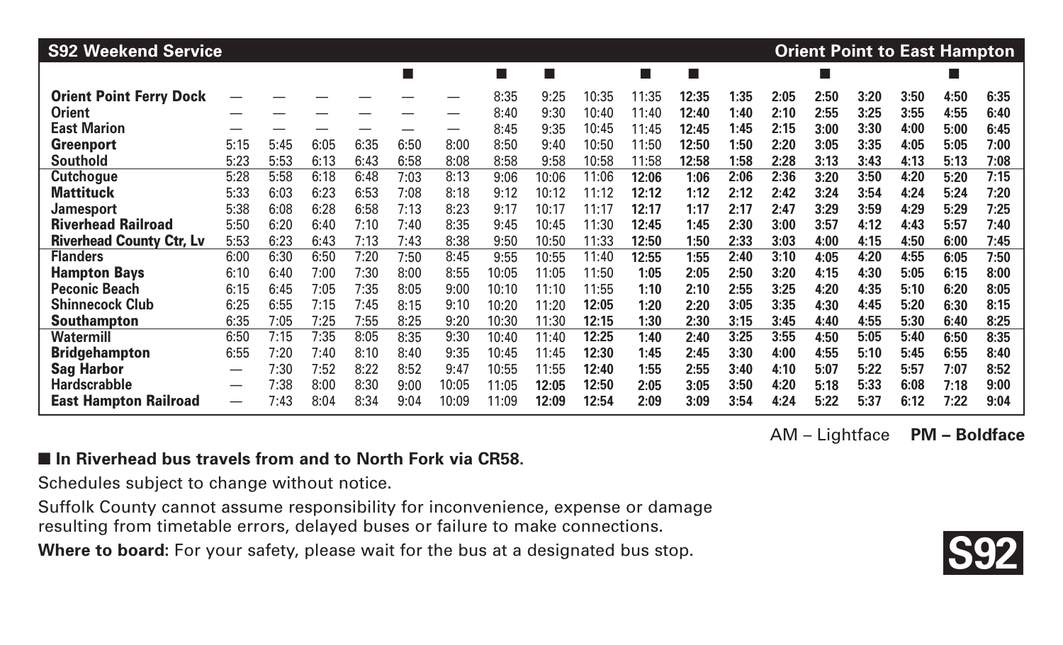## S92 Weekend Service — Orient Point to East Hampton

| | | | | | ■ | | ■ | ■ | | ■ | ■ | | | ■ | | | ■ | |
|---|---|---|---|---|---|---|---|---|---|---|---|---|---|---|---|---|---|---|
| **Orient Point Ferry Dock** | — | — | — | — | — | — | 8:35 | 9:25 | 10:35 | 11:35 | **12:35** | **1:35** | **2:05** | **2:50** | **3:20** | **3:50** | **4:50** | **6:35** |
| **Orient** | — | — | — | — | — | — | 8:40 | 9:30 | 10:40 | 11:40 | **12:40** | **1:40** | **2:10** | **2:55** | **3:25** | **3:55** | **4:55** | **6:40** |
| **East Marion** | — | — | — | — | — | — | 8:45 | 9:35 | 10:45 | 11:45 | **12:45** | **1:45** | **2:15** | **3:00** | **3:30** | **4:00** | **5:00** | **6:45** |
| **Greenport** | 5:15 | 5:45 | 6:05 | 6:35 | 6:50 | 8:00 | 8:50 | 9:40 | 10:50 | 11:50 | **12:50** | **1:50** | **2:20** | **3:05** | **3:35** | **4:05** | **5:05** | **7:00** |
| **Southold** | 5:23 | 5:53 | 6:13 | 6:43 | 6:58 | 8:08 | 8:58 | 9:58 | 10:58 | 11:58 | **12:58** | **1:58** | **2:28** | **3:13** | **3:43** | **4:13** | **5:13** | **7:08** |
| **Cutchogue** | 5:28 | 5:58 | 6:18 | 6:48 | 7:03 | 8:13 | 9:06 | 10:06 | 11:06 | **12:06** | **1:06** | **2:06** | **2:36** | **3:20** | **3:50** | **4:20** | **5:20** | **7:15** |
| **Mattituck** | 5:33 | 6:03 | 6:23 | 6:53 | 7:08 | 8:18 | 9:12 | 10:12 | 11:12 | **12:12** | **1:12** | **2:12** | **2:42** | **3:24** | **3:54** | **4:24** | **5:24** | **7:20** |
| **Jamesport** | 5:38 | 6:08 | 6:28 | 6:58 | 7:13 | 8:23 | 9:17 | 10:17 | 11:17 | **12:17** | **1:17** | **2:17** | **2:47** | **3:29** | **3:59** | **4:29** | **5:29** | **7:25** |
| **Riverhead Railroad** | 5:50 | 6:20 | 6:40 | 7:10 | 7:40 | 8:35 | 9:45 | 10:45 | 11:30 | **12:45** | **1:45** | **2:30** | **3:00** | **3:57** | **4:12** | **4:43** | **5:57** | **7:40** |
| **Riverhead County Ctr, Lv** | 5:53 | 6:23 | 6:43 | 7:13 | 7:43 | 8:38 | 9:50 | 10:50 | 11:33 | **12:50** | **1:50** | **2:33** | **3:03** | **4:00** | **4:15** | **4:50** | **6:00** | **7:45** |
| **Flanders** | 6:00 | 6:30 | 6:50 | 7:20 | 7:50 | 8:45 | 9:55 | 10:55 | 11:40 | **12:55** | **1:55** | **2:40** | **3:10** | **4:05** | **4:20** | **4:55** | **6:05** | **7:50** |
| **Hampton Bays** | 6:10 | 6:40 | 7:00 | 7:30 | 8:00 | 8:55 | 10:05 | 11:05 | 11:50 | **1:05** | **2:05** | **2:50** | **3:20** | **4:15** | **4:30** | **5:05** | **6:15** | **8:00** |
| **Peconic Beach** | 6:15 | 6:45 | 7:05 | 7:35 | 8:05 | 9:00 | 10:10 | 11:10 | 11:55 | **1:10** | **2:10** | **2:55** | **3:25** | **4:20** | **4:35** | **5:10** | **6:20** | **8:05** |
| **Shinnecock Club** | 6:25 | 6:55 | 7:15 | 7:45 | 8:15 | 9:10 | 10:20 | 11:20 | **12:05** | **1:20** | **2:20** | **3:05** | **3:35** | **4:30** | **4:45** | **5:20** | **6:30** | **8:15** |
| **Southampton** | 6:35 | 7:05 | 7:25 | 7:55 | 8:25 | 9:20 | 10:30 | 11:30 | **12:15** | **1:30** | **2:30** | **3:15** | **3:45** | **4:40** | **4:55** | **5:30** | **6:40** | **8:25** |
| **Watermill** | 6:50 | 7:15 | 7:35 | 8:05 | 8:35 | 9:30 | 10:40 | 11:40 | **12:25** | **1:40** | **2:40** | **3:25** | **3:55** | **4:50** | **5:05** | **5:40** | **6:50** | **8:35** |
| **Bridgehampton** | 6:55 | 7:20 | 7:40 | 8:10 | 8:40 | 9:35 | 10:45 | 11:45 | **12:30** | **1:45** | **2:45** | **3:30** | **4:00** | **4:55** | **5:10** | **5:45** | **6:55** | **8:40** |
| **Sag Harbor** | — | 7:30 | 7:52 | 8:22 | 8:52 | 9:47 | 10:55 | 11:55 | **12:40** | **1:55** | **2:55** | **3:40** | **4:10** | **5:07** | **5:22** | **5:57** | **7:07** | **8:52** |
| **Hardscrabble** | — | 7:38 | 8:00 | 8:30 | 9:00 | 10:05 | 11:05 | **12:05** | **12:50** | **2:05** | **3:05** | **3:50** | **4:20** | **5:18** | **5:33** | **6:08** | **7:18** | **9:00** |
| **East Hampton Railroad** | — | 7:43 | 8:04 | 8:34 | 9:04 | 10:09 | 11:09 | **12:09** | **12:54** | **2:09** | **3:09** | **3:54** | **4:24** | **5:22** | **5:37** | **6:12** | **7:22** | **9:04** |

AM – Lightface **PM – Boldface**

■ **In Riverhead bus travels from and to North Fork via CR58.**

Schedules subject to change without notice.

Suffolk County cannot assume responsibility for inconvenience, expense or damage resulting from timetable errors, delayed buses or failure to make connections.

**Where to board:** For your safety, please wait for the bus at a designated bus stop.

**S92**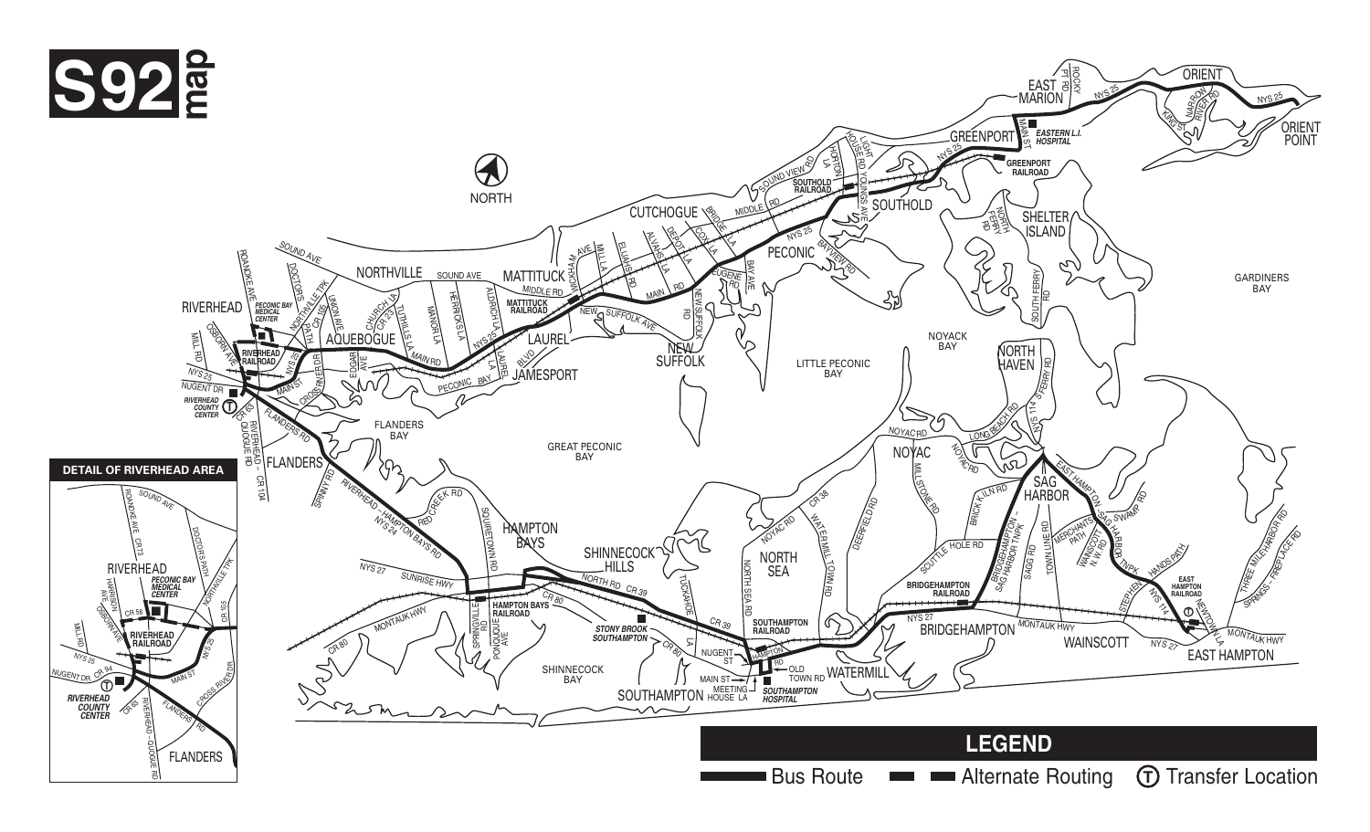# S92 map

DETAIL OF RIVERHEAD AREA

## LEGEND

Bus Route

Alternate Routing

Ⓣ Transfer Location